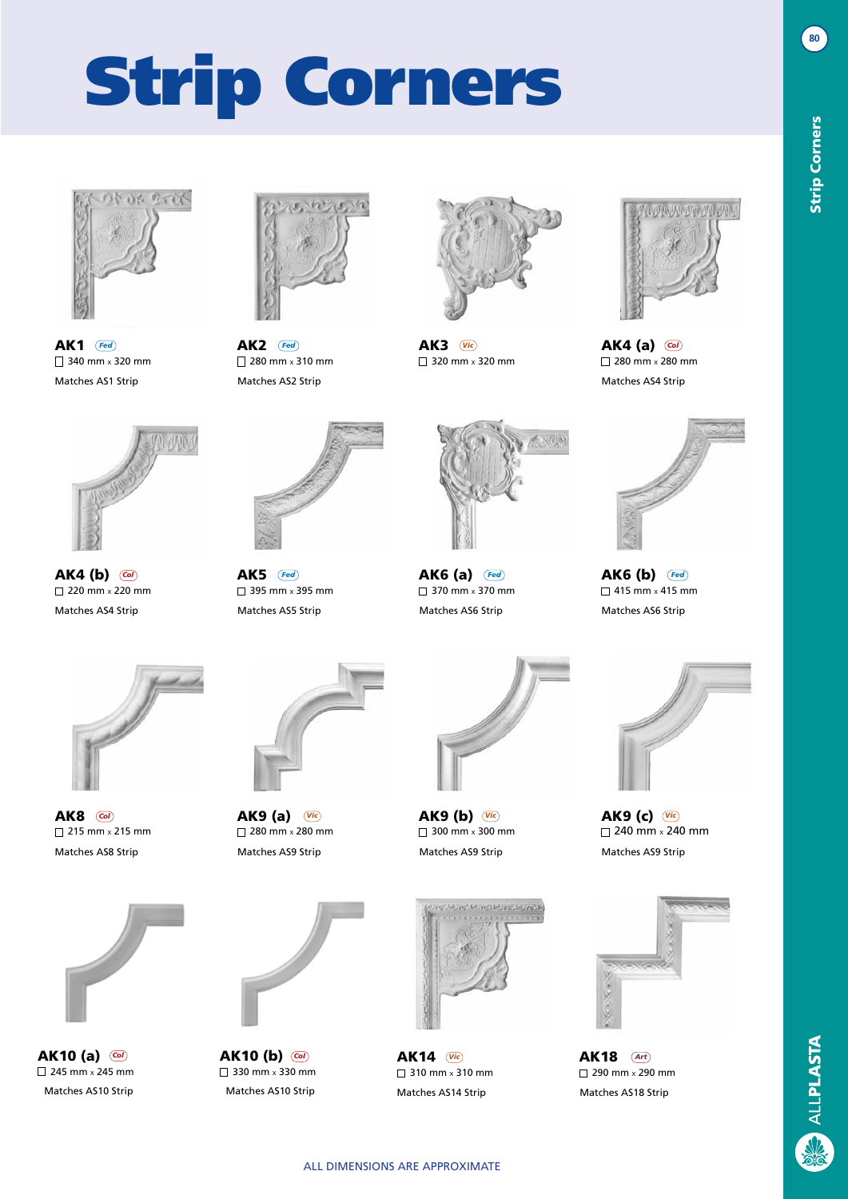# Strip Corners

**AK1** *Fed*
☐ 340 mm x 320 mm
Matches AS1 Strip

**AK2** *Fed*
☐ 280 mm x 310 mm
Matches AS2 Strip

**AK3** *Vic*
☐ 320 mm x 320 mm

**AK4 (a)** *Col*
☐ 280 mm x 280 mm
Matches AS4 Strip

**AK4 (b)** *Col*
☐ 220 mm x 220 mm
Matches AS4 Strip

**AK5** *Fed*
☐ 395 mm x 395 mm
Matches AS5 Strip

**AK6 (a)** *Fed*
☐ 370 mm x 370 mm
Matches AS6 Strip

**AK6 (b)** *Fed*
☐ 415 mm x 415 mm
Matches AS6 Strip

**AK8** *Col*
☐ 215 mm x 215 mm
Matches AS8 Strip

**AK9 (a)** *Vic*
☐ 280 mm x 280 mm
Matches AS9 Strip

**AK9 (b)** *Vic*
☐ 300 mm x 300 mm
Matches AS9 Strip

**AK9 (c)** *Vic*
☐ 240 mm x 240 mm
Matches AS9 Strip

**AK10 (a)** *Col*
☐ 245 mm x 245 mm
Matches AS10 Strip

**AK10 (b)** *Col*
☐ 330 mm x 330 mm
Matches AS10 Strip

**AK14** *Vic*
☐ 310 mm x 310 mm
Matches AS14 Strip

**AK18** *Art*
☐ 290 mm x 290 mm
Matches AS18 Strip

ALL DIMENSIONS ARE APPROXIMATE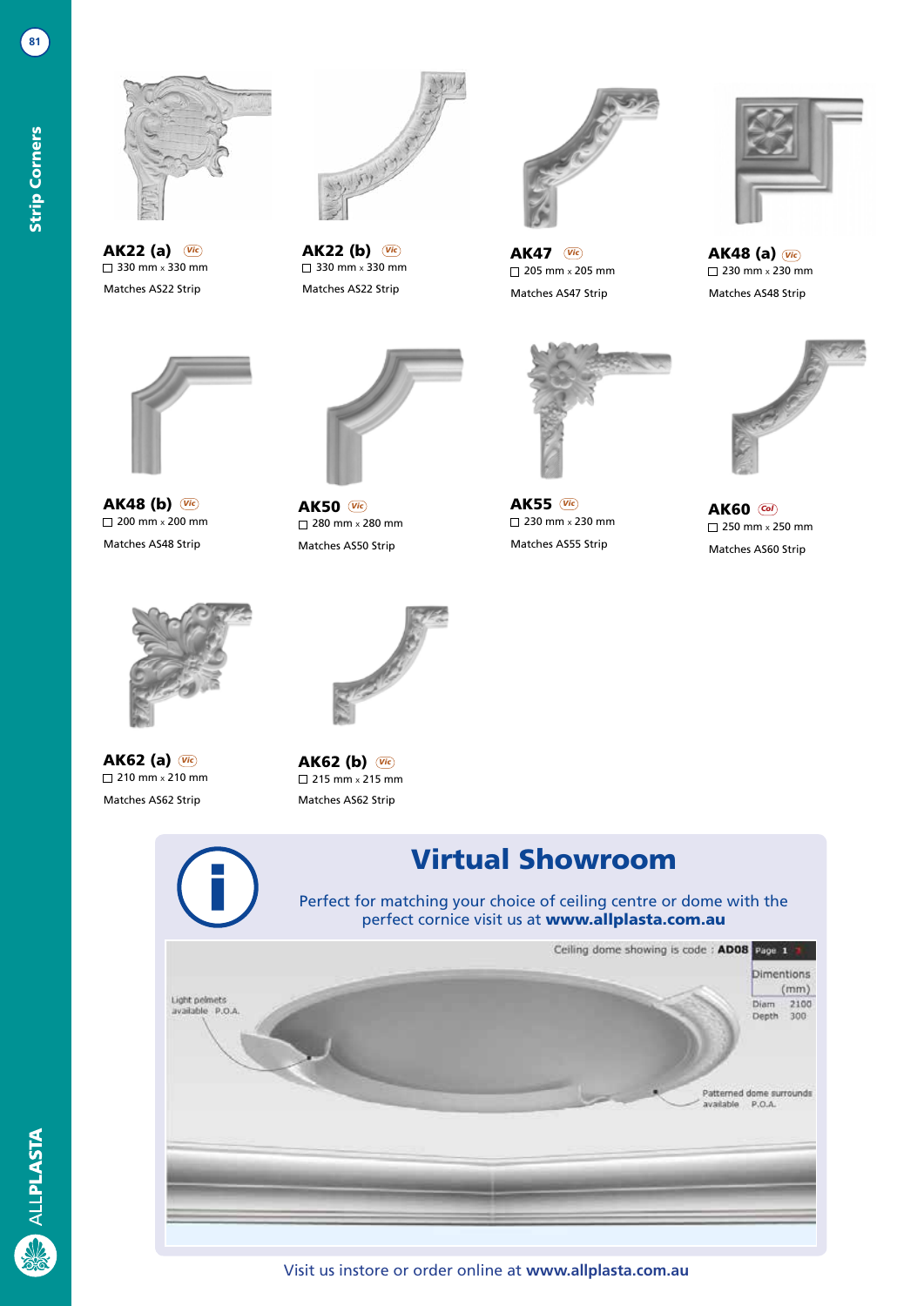## Strip Corners

**AK22 (a)** Vic
☐ 330 mm x 330 mm
Matches AS22 Strip

**AK22 (b)** Vic
☐ 330 mm x 330 mm
Matches AS22 Strip

**AK47** Vic
☐ 205 mm x 205 mm
Matches AS47 Strip

**AK48 (a)** Vic
☐ 230 mm x 230 mm
Matches AS48 Strip

**AK48 (b)** Vic
☐ 200 mm x 200 mm
Matches AS48 Strip

**AK50** Vic
☐ 280 mm x 280 mm
Matches AS50 Strip

**AK55** Vic
☐ 230 mm x 230 mm
Matches AS55 Strip

**AK60** Col
☐ 250 mm x 250 mm
Matches AS60 Strip

**AK62 (a)** Vic
☐ 210 mm x 210 mm
Matches AS62 Strip

**AK62 (b)** Vic
☐ 215 mm x 215 mm
Matches AS62 Strip

## Virtual Showroom

Perfect for matching your choice of ceiling centre or dome with the perfect cornice visit us at **www.allplasta.com.au**

Ceiling dome showing is code : **AD08**

Dimentions (mm)
Diam 2100
Depth 300

Light pelmets available P.O.A.

Patterned dome surrounds available P.O.A.

Visit us instore or order online at **www.allplasta.com.au**

ALLPLASTA